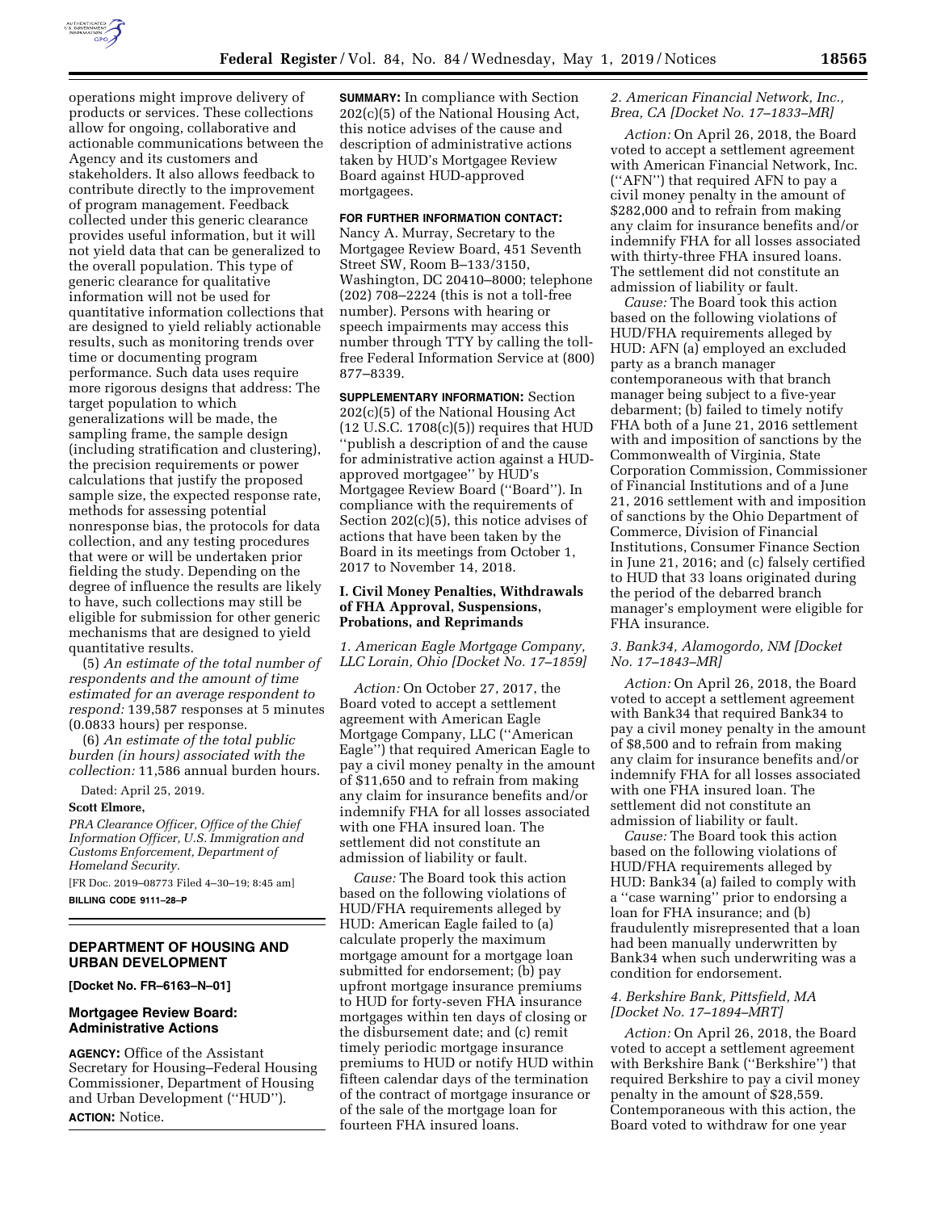operations might improve delivery of products or services. These collections allow for ongoing, collaborative and actionable communications between the Agency and its customers and stakeholders. It also allows feedback to contribute directly to the improvement of program management. Feedback collected under this generic clearance provides useful information, but it will not yield data that can be generalized to the overall population. This type of generic clearance for qualitative information will not be used for quantitative information collections that are designed to yield reliably actionable results, such as monitoring trends over time or documenting program performance. Such data uses require more rigorous designs that address: The target population to which generalizations will be made, the sampling frame, the sample design (including stratification and clustering), the precision requirements or power calculations that justify the proposed sample size, the expected response rate, methods for assessing potential nonresponse bias, the protocols for data collection, and any testing procedures that were or will be undertaken prior fielding the study. Depending on the degree of influence the results are likely to have, such collections may still be eligible for submission for other generic mechanisms that are designed to yield quantitative results.

(5) *An estimate of the total number of respondents and the amount of time estimated for an average respondent to respond:* 139,587 responses at 5 minutes (0.0833 hours) per response.

(6) *An estimate of the total public burden (in hours) associated with the collection:* 11,586 annual burden hours.

Dated: April 25, 2019.

**Scott Elmore,**

*PRA Clearance Officer, Office of the Chief Information Officer, U.S. Immigration and Customs Enforcement, Department of Homeland Security.*

[FR Doc. 2019–08773 Filed 4–30–19; 8:45 am]

**BILLING CODE 9111–28–P**

## DEPARTMENT OF HOUSING AND URBAN DEVELOPMENT

**[Docket No. FR–6163–N–01]**

## Mortgagee Review Board: Administrative Actions

**AGENCY:** Office of the Assistant Secretary for Housing–Federal Housing Commissioner, Department of Housing and Urban Development (''HUD'').

**ACTION:** Notice.

**SUMMARY:** In compliance with Section 202(c)(5) of the National Housing Act, this notice advises of the cause and description of administrative actions taken by HUD's Mortgagee Review Board against HUD-approved mortgagees.

**FOR FURTHER INFORMATION CONTACT:** Nancy A. Murray, Secretary to the Mortgagee Review Board, 451 Seventh Street SW, Room B–133/3150, Washington, DC 20410–8000; telephone (202) 708–2224 (this is not a toll-free number). Persons with hearing or speech impairments may access this number through TTY by calling the toll-free Federal Information Service at (800) 877–8339.

**SUPPLEMENTARY INFORMATION:** Section 202(c)(5) of the National Housing Act (12 U.S.C. 1708(c)(5)) requires that HUD ''publish a description of and the cause for administrative action against a HUD-approved mortgagee'' by HUD's Mortgagee Review Board (''Board''). In compliance with the requirements of Section 202(c)(5), this notice advises of actions that have been taken by the Board in its meetings from October 1, 2017 to November 14, 2018.

### I. Civil Money Penalties, Withdrawals of FHA Approval, Suspensions, Probations, and Reprimands

*1. American Eagle Mortgage Company, LLC Lorain, Ohio [Docket No. 17–1859]*

*Action:* On October 27, 2017, the Board voted to accept a settlement agreement with American Eagle Mortgage Company, LLC (''American Eagle'') that required American Eagle to pay a civil money penalty in the amount of $11,650 and to refrain from making any claim for insurance benefits and/or indemnify FHA for all losses associated with one FHA insured loan. The settlement did not constitute an admission of liability or fault.

*Cause:* The Board took this action based on the following violations of HUD/FHA requirements alleged by HUD: American Eagle failed to (a) calculate properly the maximum mortgage amount for a mortgage loan submitted for endorsement; (b) pay upfront mortgage insurance premiums to HUD for forty-seven FHA insurance mortgages within ten days of closing or the disbursement date; and (c) remit timely periodic mortgage insurance premiums to HUD or notify HUD within fifteen calendar days of the termination of the contract of mortgage insurance or of the sale of the mortgage loan for fourteen FHA insured loans.

*2. American Financial Network, Inc., Brea, CA [Docket No. 17–1833–MR]*

*Action:* On April 26, 2018, the Board voted to accept a settlement agreement with American Financial Network, Inc. (''AFN'') that required AFN to pay a civil money penalty in the amount of $282,000 and to refrain from making any claim for insurance benefits and/or indemnify FHA for all losses associated with thirty-three FHA insured loans. The settlement did not constitute an admission of liability or fault.

*Cause:* The Board took this action based on the following violations of HUD/FHA requirements alleged by HUD: AFN (a) employed an excluded party as a branch manager contemporaneous with that branch manager being subject to a five-year debarment; (b) failed to timely notify FHA both of a June 21, 2016 settlement with and imposition of sanctions by the Commonwealth of Virginia, State Corporation Commission, Commissioner of Financial Institutions and of a June 21, 2016 settlement with and imposition of sanctions by the Ohio Department of Commerce, Division of Financial Institutions, Consumer Finance Section in June 21, 2016; and (c) falsely certified to HUD that 33 loans originated during the period of the debarred branch manager's employment were eligible for FHA insurance.

*3. Bank34, Alamogordo, NM [Docket No. 17–1843–MR]*

*Action:* On April 26, 2018, the Board voted to accept a settlement agreement with Bank34 that required Bank34 to pay a civil money penalty in the amount of $8,500 and to refrain from making any claim for insurance benefits and/or indemnify FHA for all losses associated with one FHA insured loan. The settlement did not constitute an admission of liability or fault.

*Cause:* The Board took this action based on the following violations of HUD/FHA requirements alleged by HUD: Bank34 (a) failed to comply with a ''case warning'' prior to endorsing a loan for FHA insurance; and (b) fraudulently misrepresented that a loan had been manually underwritten by Bank34 when such underwriting was a condition for endorsement.

*4. Berkshire Bank, Pittsfield, MA [Docket No. 17–1894–MRT]*

*Action:* On April 26, 2018, the Board voted to accept a settlement agreement with Berkshire Bank (''Berkshire'') that required Berkshire to pay a civil money penalty in the amount of $28,559. Contemporaneous with this action, the Board voted to withdraw for one year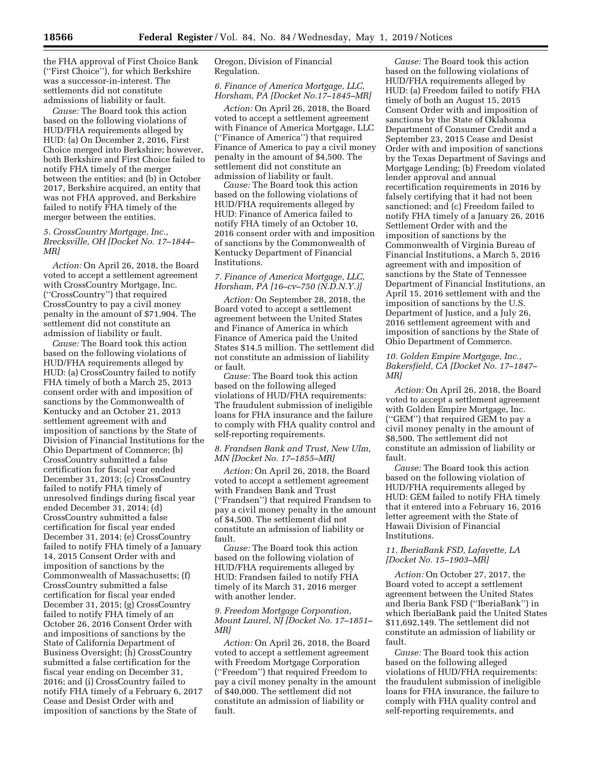the FHA approval of First Choice Bank (''First Choice''), for which Berkshire was a successor-in-interest. The settlements did not constitute admissions of liability or fault.

*Cause:* The Board took this action based on the following violations of HUD/FHA requirements alleged by HUD: (a) On December 2, 2016, First Choice merged into Berkshire; however, both Berkshire and First Choice failed to notify FHA timely of the merger between the entities; and (b) in October 2017, Berkshire acquired, an entity that was not FHA approved, and Berkshire failed to notify FHA timely of the merger between the entities.

### *5. CrossCountry Mortgage, Inc., Brecksville, OH [Docket No. 17–1844–MR]*

*Action:* On April 26, 2018, the Board voted to accept a settlement agreement with CrossCountry Mortgage, Inc. (''CrossCountry'') that required CrossCountry to pay a civil money penalty in the amount of $71,904. The settlement did not constitute an admission of liability or fault.

*Cause:* The Board took this action based on the following violations of HUD/FHA requirements alleged by HUD: (a) CrossCountry failed to notify FHA timely of both a March 25, 2013 consent order with and imposition of sanctions by the Commonwealth of Kentucky and an October 21, 2013 settlement agreement with and imposition of sanctions by the State of Division of Financial Institutions for the Ohio Department of Commerce; (b) CrossCountry submitted a false certification for fiscal year ended December 31, 2013; (c) CrossCountry failed to notify FHA timely of unresolved findings during fiscal year ended December 31, 2014; (d) CrossCountry submitted a false certification for fiscal year ended December 31, 2014; (e) CrossCountry failed to notify FHA timely of a January 14, 2015 Consent Order with and imposition of sanctions by the Commonwealth of Massachusetts; (f) CrossCountry submitted a false certification for fiscal year ended December 31, 2015; (g) CrossCountry failed to notify FHA timely of an October 26, 2016 Consent Order with and impositions of sanctions by the State of California Department of Business Oversight; (h) CrossCountry submitted a false certification for the fiscal year ending on December 31, 2016; and (i) CrossCountry failed to notify FHA timely of a February 6, 2017 Cease and Desist Order with and imposition of sanctions by the State of Oregon, Division of Financial Regulation.

### *6. Finance of America Mortgage, LLC, Horsham, PA [Docket No.17–1845–MR]*

*Action:* On April 26, 2018, the Board voted to accept a settlement agreement with Finance of America Mortgage, LLC (''Finance of America'') that required Finance of America to pay a civil money penalty in the amount of $4,500. The settlement did not constitute an admission of liability or fault.

*Cause:* The Board took this action based on the following violations of HUD/FHA requirements alleged by HUD: Finance of America failed to notify FHA timely of an October 10, 2016 consent order with and imposition of sanctions by the Commonwealth of Kentucky Department of Financial Institutions.

### *7. Finance of America Mortgage, LLC, Horsham, PA [16–cv–750 (N.D.N.Y.)]*

*Action:* On September 28, 2018, the Board voted to accept a settlement agreement between the United States and Finance of America in which Finance of America paid the United States $14.5 million. The settlement did not constitute an admission of liability or fault.

*Cause:* The Board took this action based on the following alleged violations of HUD/FHA requirements: The fraudulent submission of ineligible loans for FHA insurance and the failure to comply with FHA quality control and self-reporting requirements.

### *8. Frandsen Bank and Trust, New Ulm, MN [Docket No. 17–1855–MR]*

*Action:* On April 26, 2018, the Board voted to accept a settlement agreement with Frandsen Bank and Trust (''Frandsen'') that required Frandsen to pay a civil money penalty in the amount of $4,500. The settlement did not constitute an admission of liability or fault.

*Cause:* The Board took this action based on the following violation of HUD/FHA requirements alleged by HUD: Frandsen failed to notify FHA timely of its March 31, 2016 merger with another lender.

### *9. Freedom Mortgage Corporation, Mount Laurel, NJ [Docket No. 17–1851–MR]*

*Action:* On April 26, 2018, the Board voted to accept a settlement agreement with Freedom Mortgage Corporation (''Freedom'') that required Freedom to pay a civil money penalty in the amount of $40,000. The settlement did not constitute an admission of liability or fault.

*Cause:* The Board took this action based on the following violations of HUD/FHA requirements alleged by HUD: (a) Freedom failed to notify FHA timely of both an August 15, 2015 Consent Order with and imposition of sanctions by the State of Oklahoma Department of Consumer Credit and a September 23, 2015 Cease and Desist Order with and imposition of sanctions by the Texas Department of Savings and Mortgage Lending; (b) Freedom violated lender approval and annual recertification requirements in 2016 by falsely certifying that it had not been sanctioned; and (c) Freedom failed to notify FHA timely of a January 26, 2016 Settlement Order with and the imposition of sanctions by the Commonwealth of Virginia Bureau of Financial Institutions, a March 5, 2016 agreement with and imposition of sanctions by the State of Tennessee Department of Financial Institutions, an April 15, 2016 settlement with and the imposition of sanctions by the U.S. Department of Justice, and a July 26, 2016 settlement agreement with and imposition of sanctions by the State of Ohio Department of Commerce.

### *10. Golden Empire Mortgage, Inc., Bakersfield, CA [Docket No. 17–1847–MR]*

*Action:* On April 26, 2018, the Board voted to accept a settlement agreement with Golden Empire Mortgage, Inc. (''GEM'') that required GEM to pay a civil money penalty in the amount of $8,500. The settlement did not constitute an admission of liability or fault.

*Cause:* The Board took this action based on the following violation of HUD/FHA requirements alleged by HUD: GEM failed to notify FHA timely that it entered into a February 16, 2016 letter agreement with the State of Hawaii Division of Financial Institutions.

### *11. IberiaBank FSD, Lafayette, LA [Docket No. 15–1903–MR]*

*Action:* On October 27, 2017, the Board voted to accept a settlement agreement between the United States and Iberia Bank FSD (''IberiaBank'') in which IberiaBank paid the United States $11,692,149. The settlement did not constitute an admission of liability or fault.

*Cause:* The Board took this action based on the following alleged violations of HUD/FHA requirements: the fraudulent submission of ineligible loans for FHA insurance, the failure to comply with FHA quality control and self-reporting requirements, and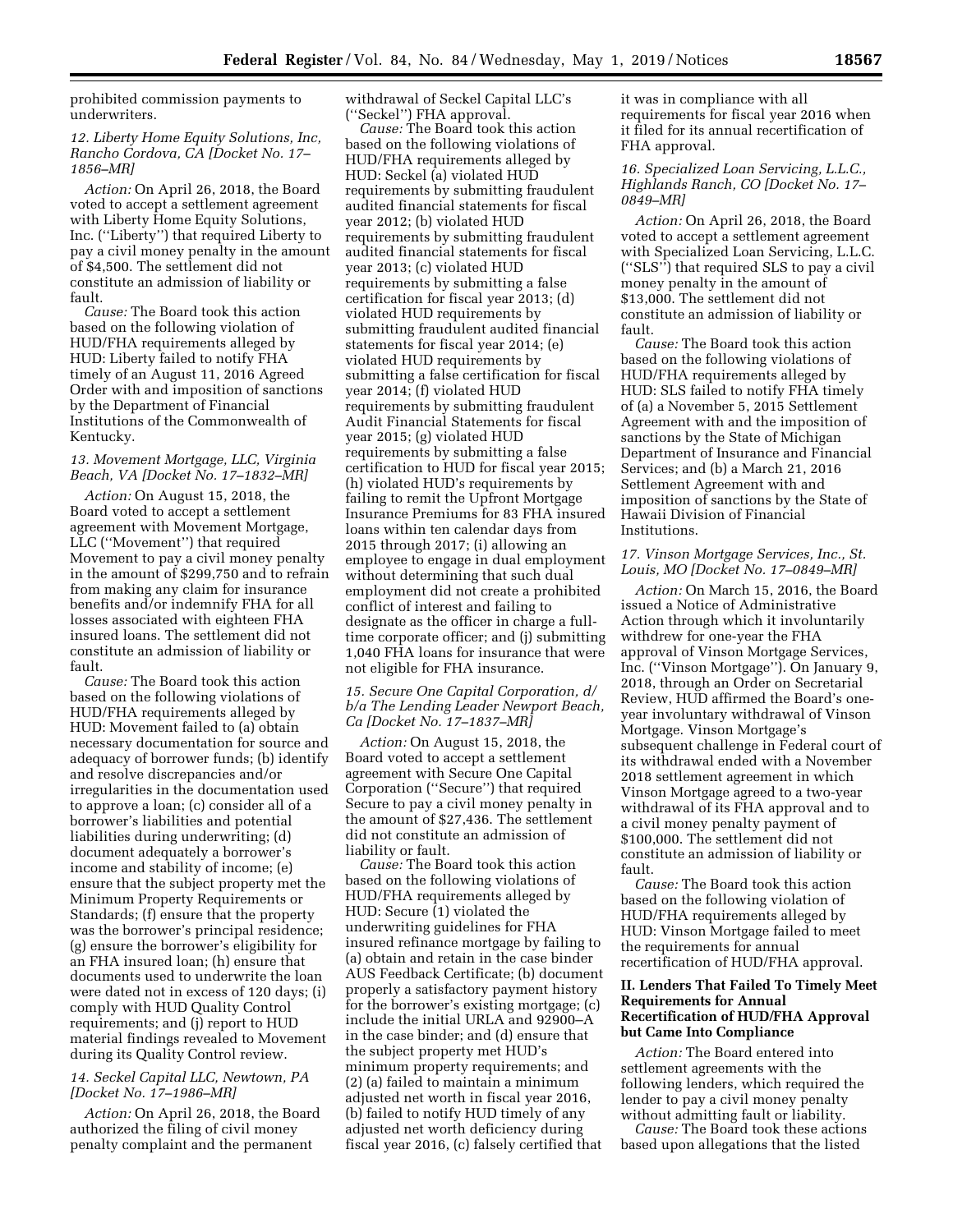prohibited commission payments to underwriters.

*12. Liberty Home Equity Solutions, Inc, Rancho Cordova, CA [Docket No. 17–1856–MR]*

*Action:* On April 26, 2018, the Board voted to accept a settlement agreement with Liberty Home Equity Solutions, Inc. (''Liberty'') that required Liberty to pay a civil money penalty in the amount of $4,500. The settlement did not constitute an admission of liability or fault.

*Cause:* The Board took this action based on the following violation of HUD/FHA requirements alleged by HUD: Liberty failed to notify FHA timely of an August 11, 2016 Agreed Order with and imposition of sanctions by the Department of Financial Institutions of the Commonwealth of Kentucky.

*13. Movement Mortgage, LLC, Virginia Beach, VA [Docket No. 17–1832–MR]*

*Action:* On August 15, 2018, the Board voted to accept a settlement agreement with Movement Mortgage, LLC (''Movement'') that required Movement to pay a civil money penalty in the amount of $299,750 and to refrain from making any claim for insurance benefits and/or indemnify FHA for all losses associated with eighteen FHA insured loans. The settlement did not constitute an admission of liability or fault.

*Cause:* The Board took this action based on the following violations of HUD/FHA requirements alleged by HUD: Movement failed to (a) obtain necessary documentation for source and adequacy of borrower funds; (b) identify and resolve discrepancies and/or irregularities in the documentation used to approve a loan; (c) consider all of a borrower's liabilities and potential liabilities during underwriting; (d) document adequately a borrower's income and stability of income; (e) ensure that the subject property met the Minimum Property Requirements or Standards; (f) ensure that the property was the borrower's principal residence; (g) ensure the borrower's eligibility for an FHA insured loan; (h) ensure that documents used to underwrite the loan were dated not in excess of 120 days; (i) comply with HUD Quality Control requirements; and (j) report to HUD material findings revealed to Movement during its Quality Control review.

*14. Seckel Capital LLC, Newtown, PA [Docket No. 17–1986–MR]*

*Action:* On April 26, 2018, the Board authorized the filing of civil money penalty complaint and the permanent withdrawal of Seckel Capital LLC's (''Seckel'') FHA approval.

*Cause:* The Board took this action based on the following violations of HUD/FHA requirements alleged by HUD: Seckel (a) violated HUD requirements by submitting fraudulent audited financial statements for fiscal year 2012; (b) violated HUD requirements by submitting fraudulent audited financial statements for fiscal year 2013; (c) violated HUD requirements by submitting a false certification for fiscal year 2013; (d) violated HUD requirements by submitting fraudulent audited financial statements for fiscal year 2014; (e) violated HUD requirements by submitting a false certification for fiscal year 2014; (f) violated HUD requirements by submitting fraudulent Audit Financial Statements for fiscal year 2015; (g) violated HUD requirements by submitting a false certification to HUD for fiscal year 2015; (h) violated HUD's requirements by failing to remit the Upfront Mortgage Insurance Premiums for 83 FHA insured loans within ten calendar days from 2015 through 2017; (i) allowing an employee to engage in dual employment without determining that such dual employment did not create a prohibited conflict of interest and failing to designate as the officer in charge a full-time corporate officer; and (j) submitting 1,040 FHA loans for insurance that were not eligible for FHA insurance.

*15. Secure One Capital Corporation, d/b/a The Lending Leader Newport Beach, Ca [Docket No. 17–1837–MR]*

*Action:* On August 15, 2018, the Board voted to accept a settlement agreement with Secure One Capital Corporation (''Secure'') that required Secure to pay a civil money penalty in the amount of $27,436. The settlement did not constitute an admission of liability or fault.

*Cause:* The Board took this action based on the following violations of HUD/FHA requirements alleged by HUD: Secure (1) violated the underwriting guidelines for FHA insured refinance mortgage by failing to (a) obtain and retain in the case binder AUS Feedback Certificate; (b) document properly a satisfactory payment history for the borrower's existing mortgage; (c) include the initial URLA and 92900–A in the case binder; and (d) ensure that the subject property met HUD's minimum property requirements; and (2) (a) failed to maintain a minimum adjusted net worth in fiscal year 2016, (b) failed to notify HUD timely of any adjusted net worth deficiency during fiscal year 2016, (c) falsely certified that it was in compliance with all requirements for fiscal year 2016 when it filed for its annual recertification of FHA approval.

*16. Specialized Loan Servicing, L.L.C., Highlands Ranch, CO [Docket No. 17–0849–MR]*

*Action:* On April 26, 2018, the Board voted to accept a settlement agreement with Specialized Loan Servicing, L.L.C. (''SLS'') that required SLS to pay a civil money penalty in the amount of $13,000. The settlement did not constitute an admission of liability or fault.

*Cause:* The Board took this action based on the following violations of HUD/FHA requirements alleged by HUD: SLS failed to notify FHA timely of (a) a November 5, 2015 Settlement Agreement with and the imposition of sanctions by the State of Michigan Department of Insurance and Financial Services; and (b) a March 21, 2016 Settlement Agreement with and imposition of sanctions by the State of Hawaii Division of Financial Institutions.

*17. Vinson Mortgage Services, Inc., St. Louis, MO [Docket No. 17–0849–MR]*

*Action:* On March 15, 2016, the Board issued a Notice of Administrative Action through which it involuntarily withdrew for one-year the FHA approval of Vinson Mortgage Services, Inc. (''Vinson Mortgage''). On January 9, 2018, through an Order on Secretarial Review, HUD affirmed the Board's one-year involuntary withdrawal of Vinson Mortgage. Vinson Mortgage's subsequent challenge in Federal court of its withdrawal ended with a November 2018 settlement agreement in which Vinson Mortgage agreed to a two-year withdrawal of its FHA approval and to a civil money penalty payment of $100,000. The settlement did not constitute an admission of liability or fault.

*Cause:* The Board took this action based on the following violation of HUD/FHA requirements alleged by HUD: Vinson Mortgage failed to meet the requirements for annual recertification of HUD/FHA approval.

## II. Lenders That Failed To Timely Meet Requirements for Annual Recertification of HUD/FHA Approval but Came Into Compliance

*Action:* The Board entered into settlement agreements with the following lenders, which required the lender to pay a civil money penalty without admitting fault or liability.

*Cause:* The Board took these actions based upon allegations that the listed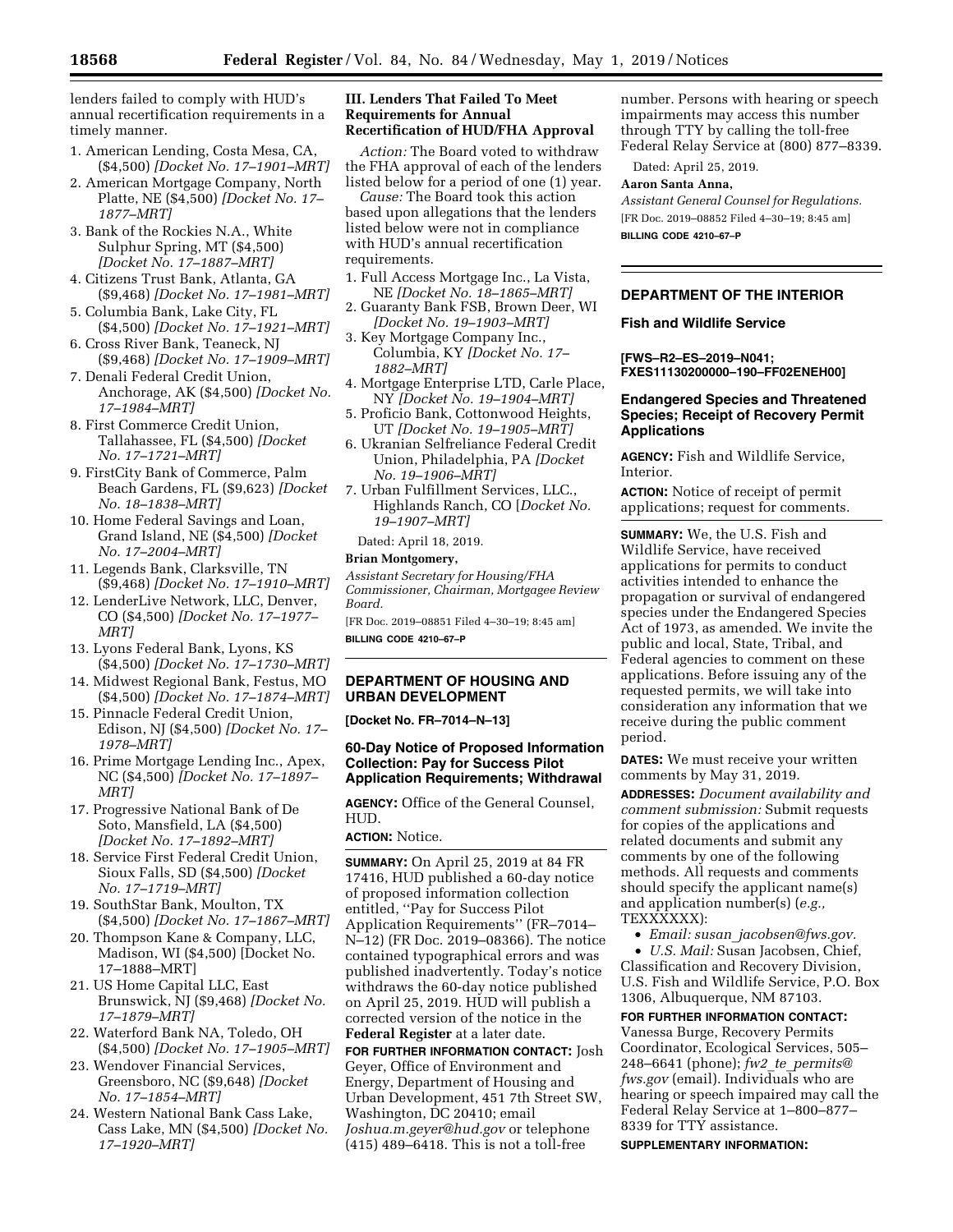lenders failed to comply with HUD's annual recertification requirements in a timely manner.

1. American Lending, Costa Mesa, CA, ($4,500) *[Docket No. 17–1901–MRT]*
2. American Mortgage Company, North Platte, NE ($4,500) *[Docket No. 17–1877–MRT]*
3. Bank of the Rockies N.A., White Sulphur Spring, MT ($4,500) *[Docket No. 17–1887–MRT]*
4. Citizens Trust Bank, Atlanta, GA ($9,468) *[Docket No. 17–1981–MRT]*
5. Columbia Bank, Lake City, FL ($4,500) *[Docket No. 17–1921–MRT]*
6. Cross River Bank, Teaneck, NJ ($9,468) *[Docket No. 17–1909–MRT]*
7. Denali Federal Credit Union, Anchorage, AK ($4,500) *[Docket No. 17–1984–MRT]*
8. First Commerce Credit Union, Tallahassee, FL ($4,500) *[Docket No. 17–1721–MRT]*
9. FirstCity Bank of Commerce, Palm Beach Gardens, FL ($9,623) *[Docket No. 18–1838–MRT]*
10. Home Federal Savings and Loan, Grand Island, NE ($4,500) *[Docket No. 17–2004–MRT]*
11. Legends Bank, Clarksville, TN ($9,468) *[Docket No. 17–1910–MRT]*
12. LenderLive Network, LLC, Denver, CO ($4,500) *[Docket No. 17–1977–MRT]*
13. Lyons Federal Bank, Lyons, KS ($4,500) *[Docket No. 17–1730–MRT]*
14. Midwest Regional Bank, Festus, MO ($4,500) *[Docket No. 17–1874–MRT]*
15. Pinnacle Federal Credit Union, Edison, NJ ($4,500) *[Docket No. 17–1978–MRT]*
16. Prime Mortgage Lending Inc., Apex, NC ($4,500) *[Docket No. 17–1897–MRT]*
17. Progressive National Bank of De Soto, Mansfield, LA ($4,500) *[Docket No. 17–1892–MRT]*
18. Service First Federal Credit Union, Sioux Falls, SD ($4,500) *[Docket No. 17–1719–MRT]*
19. SouthStar Bank, Moulton, TX ($4,500) *[Docket No. 17–1867–MRT]*
20. Thompson Kane & Company, LLC, Madison, WI ($4,500) [Docket No. 17–1888–MRT]
21. US Home Capital LLC, East Brunswick, NJ ($9,468) *[Docket No. 17–1879–MRT]*
22. Waterford Bank NA, Toledo, OH ($4,500) *[Docket No. 17–1905–MRT]*
23. Wendover Financial Services, Greensboro, NC ($9,648) *[Docket No. 17–1854–MRT]*
24. Western National Bank Cass Lake, Cass Lake, MN ($4,500) *[Docket No. 17–1920–MRT]*

### III. Lenders That Failed To Meet Requirements for Annual Recertification of HUD/FHA Approval

*Action:* The Board voted to withdraw the FHA approval of each of the lenders listed below for a period of one (1) year.

*Cause:* The Board took this action based upon allegations that the lenders listed below were not in compliance with HUD's annual recertification requirements.

1. Full Access Mortgage Inc., La Vista, NE *[Docket No. 18–1865–MRT]*
2. Guaranty Bank FSB, Brown Deer, WI *[Docket No. 19–1903–MRT]*
3. Key Mortgage Company Inc., Columbia, KY *[Docket No. 17–1882–MRT]*
4. Mortgage Enterprise LTD, Carle Place, NY *[Docket No. 19–1904–MRT]*
5. Proficio Bank, Cottonwood Heights, UT *[Docket No. 19–1905–MRT]*
6. Ukranian Selfreliance Federal Credit Union, Philadelphia, PA *[Docket No. 19–1906–MRT]*
7. Urban Fulfillment Services, LLC., Highlands Ranch, CO [*Docket No. 19–1907–MRT]*

Dated: April 18, 2019.

**Brian Montgomery,**

*Assistant Secretary for Housing/FHA Commissioner, Chairman, Mortgagee Review Board.*

[FR Doc. 2019–08851 Filed 4–30–19; 8:45 am]

**BILLING CODE 4210–67–P**

## DEPARTMENT OF HOUSING AND URBAN DEVELOPMENT

**[Docket No. FR–7014–N–13]**

### 60-Day Notice of Proposed Information Collection: Pay for Success Pilot Application Requirements; Withdrawal

**AGENCY:** Office of the General Counsel, HUD.

**ACTION:** Notice.

**SUMMARY:** On April 25, 2019 at 84 FR 17416, HUD published a 60-day notice of proposed information collection entitled, ''Pay for Success Pilot Application Requirements'' (FR–7014–N–12) (FR Doc. 2019–08366). The notice contained typographical errors and was published inadvertently. Today's notice withdraws the 60-day notice published on April 25, 2019. HUD will publish a corrected version of the notice in the **Federal Register** at a later date.

**FOR FURTHER INFORMATION CONTACT:** Josh Geyer, Office of Environment and Energy, Department of Housing and Urban Development, 451 7th Street SW, Washington, DC 20410; email *Joshua.m.geyer@hud.gov* or telephone (415) 489–6418. This is not a toll-free number. Persons with hearing or speech impairments may access this number through TTY by calling the toll-free Federal Relay Service at (800) 877–8339.

Dated: April 25, 2019.

**Aaron Santa Anna,**

*Assistant General Counsel for Regulations.*

[FR Doc. 2019–08852 Filed 4–30–19; 8:45 am]

**BILLING CODE 4210–67–P**

## DEPARTMENT OF THE INTERIOR

### Fish and Wildlife Service

**[FWS–R2–ES–2019–N041; FXES11130200000–190–FF02ENEH00]**

### Endangered Species and Threatened Species; Receipt of Recovery Permit Applications

**AGENCY:** Fish and Wildlife Service, Interior.

**ACTION:** Notice of receipt of permit applications; request for comments.

**SUMMARY:** We, the U.S. Fish and Wildlife Service, have received applications for permits to conduct activities intended to enhance the propagation or survival of endangered species under the Endangered Species Act of 1973, as amended. We invite the public and local, State, Tribal, and Federal agencies to comment on these applications. Before issuing any of the requested permits, we will take into consideration any information that we receive during the public comment period.

**DATES:** We must receive your written comments by May 31, 2019.

**ADDRESSES:** *Document availability and comment submission:* Submit requests for copies of the applications and related documents and submit any comments by one of the following methods. All requests and comments should specify the applicant name(s) and application number(s) (*e.g.,* TEXXXXXX):

- *Email: susan_jacobsen@fws.gov.*
- *U.S. Mail:* Susan Jacobsen, Chief, Classification and Recovery Division, U.S. Fish and Wildlife Service, P.O. Box 1306, Albuquerque, NM 87103.

**FOR FURTHER INFORMATION CONTACT:** Vanessa Burge, Recovery Permits Coordinator, Ecological Services, 505–248–6641 (phone); *fw2_te_permits@fws.gov* (email). Individuals who are hearing or speech impaired may call the Federal Relay Service at 1–800–877–8339 for TTY assistance.

**SUPPLEMENTARY INFORMATION:**